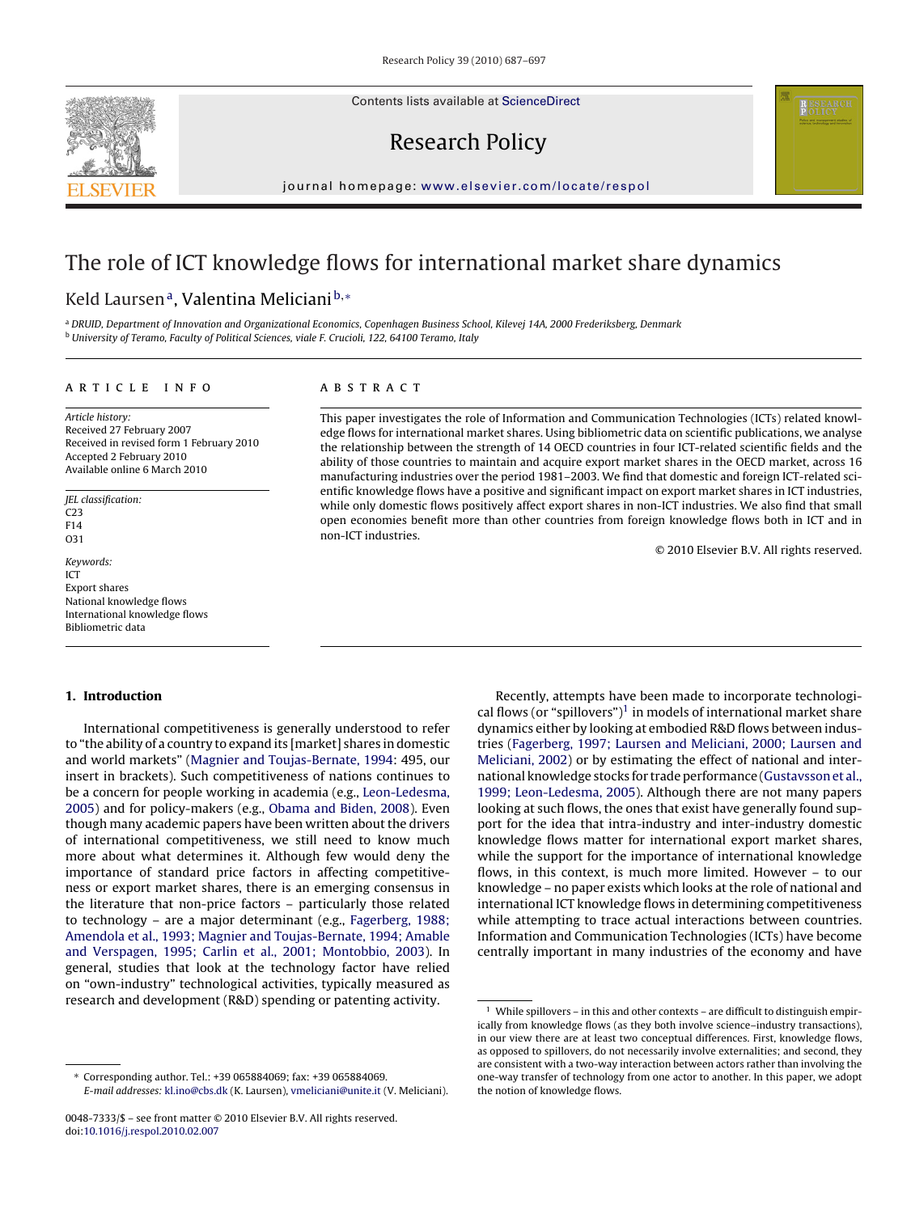# The role of ICT knowledge flows for international market share dynamics

Keld Laursen[a], Valentina Meliciani[b,*]

[a] DRUID, Department of Innovation and Organizational Economics, Copenhagen Business School, Kilevej 14A, 2000 Frederiksberg, Denmark
[b] University of Teramo, Faculty of Political Sciences, viale F. Crucioli, 122, 64100 Teramo, Italy

## ARTICLE INFO

*Article history:*
Received 27 February 2007
Received in revised form 1 February 2010
Accepted 2 February 2010
Available online 6 March 2010

*JEL classification:*
C23
F14
O31

*Keywords:*
ICT
Export shares
National knowledge flows
International knowledge flows
Bibliometric data

## ABSTRACT

This paper investigates the role of Information and Communication Technologies (ICTs) related knowledge flows for international market shares. Using bibliometric data on scientific publications, we analyse the relationship between the strength of 14 OECD countries in four ICT-related scientific fields and the ability of those countries to maintain and acquire export market shares in the OECD market, across 16 manufacturing industries over the period 1981–2003. We find that domestic and foreign ICT-related scientific knowledge flows have a positive and significant impact on export market shares in ICT industries, while only domestic flows positively affect export shares in non-ICT industries. We also find that small open economies benefit more than other countries from foreign knowledge flows both in ICT and in non-ICT industries.

© 2010 Elsevier B.V. All rights reserved.

## 1. Introduction

International competitiveness is generally understood to refer to "the ability of a country to expand its [market] shares in domestic and world markets" (Magnier and Toujas-Bernate, 1994: 495, our insert in brackets). Such competitiveness of nations continues to be a concern for people working in academia (e.g., Leon-Ledesma, 2005) and for policy-makers (e.g., Obama and Biden, 2008). Even though many academic papers have been written about the drivers of international competitiveness, we still need to know much more about what determines it. Although few would deny the importance of standard price factors in affecting competitiveness or export market shares, there is an emerging consensus in the literature that non-price factors – particularly those related to technology – are a major determinant (e.g., Fagerberg, 1988; Amendola et al., 1993; Magnier and Toujas-Bernate, 1994; Amable and Verspagen, 1995; Carlin et al., 2001; Montobbio, 2003). In general, studies that look at the technology factor have relied on "own-industry" technological activities, typically measured as research and development (R&D) spending or patenting activity.

Recently, attempts have been made to incorporate technological flows (or "spillovers")[1] in models of international market share dynamics either by looking at embodied R&D flows between industries (Fagerberg, 1997; Laursen and Meliciani, 2000; Laursen and Meliciani, 2002) or by estimating the effect of national and international knowledge stocks for trade performance (Gustavsson et al., 1999; Leon-Ledesma, 2005). Although there are not many papers looking at such flows, the ones that exist have generally found support for the idea that intra-industry and inter-industry domestic knowledge flows matter for international export market shares, while the support for the importance of international knowledge flows, in this context, is much more limited. However – to our knowledge – no paper exists which looks at the role of national and international ICT knowledge flows in determining competitiveness while attempting to trace actual interactions between countries. Information and Communication Technologies (ICTs) have become centrally important in many industries of the economy and have

[1] While spillovers – in this and other contexts – are difficult to distinguish empirically from knowledge flows (as they both involve science–industry transactions), in our view there are at least two conceptual differences. First, knowledge flows, as opposed to spillovers, do not necessarily involve externalities; and second, they are consistent with a two-way interaction between actors rather than involving the one-way transfer of technology from one actor to another. In this paper, we adopt the notion of knowledge flows.

* Corresponding author. Tel.: +39 065884069; fax: +39 065884069.
E-mail addresses: kl.ino@cbs.dk (K. Laursen), vmeliciani@unite.it (V. Meliciani).

0048-7333/$ – see front matter © 2010 Elsevier B.V. All rights reserved.
doi:10.1016/j.respol.2010.02.007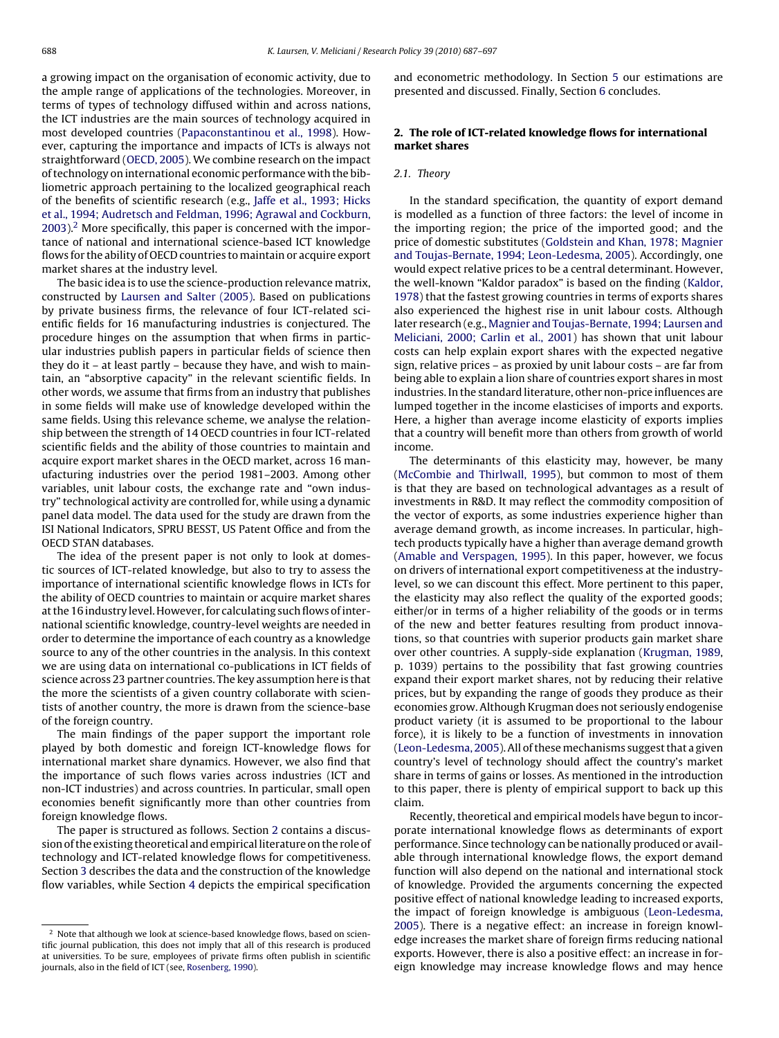a growing impact on the organisation of economic activity, due to the ample range of applications of the technologies. Moreover, in terms of types of technology diffused within and across nations, the ICT industries are the main sources of technology acquired in most developed countries (Papaconstantinou et al., 1998). However, capturing the importance and impacts of ICTs is always not straightforward (OECD, 2005). We combine research on the impact of technology on international economic performance with the bibliometric approach pertaining to the localized geographical reach of the benefits of scientific research (e.g., Jaffe et al., 1993; Hicks et al., 1994; Audretsch and Feldman, 1996; Agrawal and Cockburn, 2003).[2] More specifically, this paper is concerned with the importance of national and international science-based ICT knowledge flows for the ability of OECD countries to maintain or acquire export market shares at the industry level.

The basic idea is to use the science-production relevance matrix, constructed by Laursen and Salter (2005). Based on publications by private business firms, the relevance of four ICT-related scientific fields for 16 manufacturing industries is conjectured. The procedure hinges on the assumption that when firms in particular industries publish papers in particular fields of science then they do it – at least partly – because they have, and wish to maintain, an "absorptive capacity" in the relevant scientific fields. In other words, we assume that firms from an industry that publishes in some fields will make use of knowledge developed within the same fields. Using this relevance scheme, we analyse the relationship between the strength of 14 OECD countries in four ICT-related scientific fields and the ability of those countries to maintain and acquire export market shares in the OECD market, across 16 manufacturing industries over the period 1981–2003. Among other variables, unit labour costs, the exchange rate and "own industry" technological activity are controlled for, while using a dynamic panel data model. The data used for the study are drawn from the ISI National Indicators, SPRU BESST, US Patent Office and from the OECD STAN databases.

The idea of the present paper is not only to look at domestic sources of ICT-related knowledge, but also to try to assess the importance of international scientific knowledge flows in ICTs for the ability of OECD countries to maintain or acquire market shares at the 16 industry level. However, for calculating such flows of international scientific knowledge, country-level weights are needed in order to determine the importance of each country as a knowledge source to any of the other countries in the analysis. In this context we are using data on international co-publications in ICT fields of science across 23 partner countries. The key assumption here is that the more the scientists of a given country collaborate with scientists of another country, the more is drawn from the science-base of the foreign country.

The main findings of the paper support the important role played by both domestic and foreign ICT-knowledge flows for international market share dynamics. However, we also find that the importance of such flows varies across industries (ICT and non-ICT industries) and across countries. In particular, small open economies benefit significantly more than other countries from foreign knowledge flows.

The paper is structured as follows. Section 2 contains a discussion of the existing theoretical and empirical literature on the role of technology and ICT-related knowledge flows for competitiveness. Section 3 describes the data and the construction of the knowledge flow variables, while Section 4 depicts the empirical specification and econometric methodology. In Section 5 our estimations are presented and discussed. Finally, Section 6 concludes.

## 2. The role of ICT-related knowledge flows for international market shares

### 2.1. Theory

In the standard specification, the quantity of export demand is modelled as a function of three factors: the level of income in the importing region; the price of the imported good; and the price of domestic substitutes (Goldstein and Khan, 1978; Magnier and Toujas-Bernate, 1994; Leon-Ledesma, 2005). Accordingly, one would expect relative prices to be a central determinant. However, the well-known "Kaldor paradox" is based on the finding (Kaldor, 1978) that the fastest growing countries in terms of exports shares also experienced the highest rise in unit labour costs. Although later research (e.g., Magnier and Toujas-Bernate, 1994; Laursen and Meliciani, 2000; Carlin et al., 2001) has shown that unit labour costs can help explain export shares with the expected negative sign, relative prices – as proxied by unit labour costs – are far from being able to explain a lion share of countries export shares in most industries. In the standard literature, other non-price influences are lumped together in the income elasticises of imports and exports. Here, a higher than average income elasticity of exports implies that a country will benefit more than others from growth of world income.

The determinants of this elasticity may, however, be many (McCombie and Thirlwall, 1995), but common to most of them is that they are based on technological advantages as a result of investments in R&D. It may reflect the commodity composition of the vector of exports, as some industries experience higher than average demand growth, as income increases. In particular, high-tech products typically have a higher than average demand growth (Amable and Verspagen, 1995). In this paper, however, we focus on drivers of international export competitiveness at the industry-level, so we can discount this effect. More pertinent to this paper, the elasticity may also reflect the quality of the exported goods; either/or in terms of a higher reliability of the goods or in terms of the new and better features resulting from product innovations, so that countries with superior products gain market share over other countries. A supply-side explanation (Krugman, 1989, p. 1039) pertains to the possibility that fast growing countries expand their export market shares, not by reducing their relative prices, but by expanding the range of goods they produce as their economies grow. Although Krugman does not seriously endogenise product variety (it is assumed to be proportional to the labour force), it is likely to be a function of investments in innovation (Leon-Ledesma, 2005). All of these mechanisms suggest that a given country's level of technology should affect the country's market share in terms of gains or losses. As mentioned in the introduction to this paper, there is plenty of empirical support to back up this claim.

Recently, theoretical and empirical models have begun to incorporate international knowledge flows as determinants of export performance. Since technology can be nationally produced or available through international knowledge flows, the export demand function will also depend on the national and international stock of knowledge. Provided the arguments concerning the expected positive effect of national knowledge leading to increased exports, the impact of foreign knowledge is ambiguous (Leon-Ledesma, 2005). There is a negative effect: an increase in foreign knowledge increases the market share of foreign firms reducing national exports. However, there is also a positive effect: an increase in foreign knowledge may increase knowledge flows and may hence

[2] Note that although we look at science-based knowledge flows, based on scientific journal publication, this does not imply that all of this research is produced at universities. To be sure, employees of private firms often publish in scientific journals, also in the field of ICT (see, Rosenberg, 1990).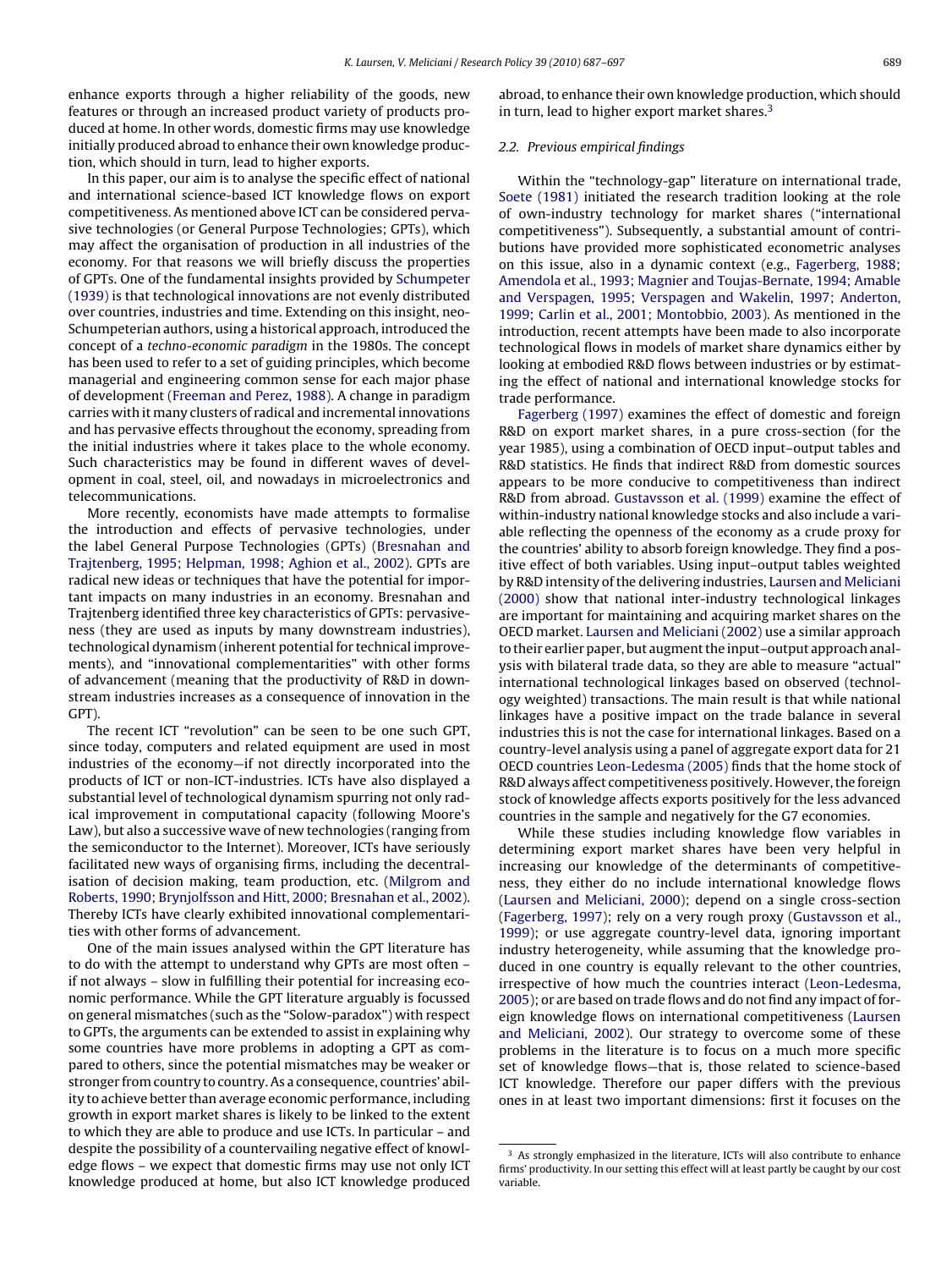enhance exports through a higher reliability of the goods, new features or through an increased product variety of products produced at home. In other words, domestic firms may use knowledge initially produced abroad to enhance their own knowledge production, which should in turn, lead to higher exports.

In this paper, our aim is to analyse the specific effect of national and international science-based ICT knowledge flows on export competitiveness. As mentioned above ICT can be considered pervasive technologies (or General Purpose Technologies; GPTs), which may affect the organisation of production in all industries of the economy. For that reasons we will briefly discuss the properties of GPTs. One of the fundamental insights provided by Schumpeter (1939) is that technological innovations are not evenly distributed over countries, industries and time. Extending on this insight, neo-Schumpeterian authors, using a historical approach, introduced the concept of a *techno-economic paradigm* in the 1980s. The concept has been used to refer to a set of guiding principles, which become managerial and engineering common sense for each major phase of development (Freeman and Perez, 1988). A change in paradigm carries with it many clusters of radical and incremental innovations and has pervasive effects throughout the economy, spreading from the initial industries where it takes place to the whole economy. Such characteristics may be found in different waves of development in coal, steel, oil, and nowadays in microelectronics and telecommunications.

More recently, economists have made attempts to formalise the introduction and effects of pervasive technologies, under the label General Purpose Technologies (GPTs) (Bresnahan and Trajtenberg, 1995; Helpman, 1998; Aghion et al., 2002). GPTs are radical new ideas or techniques that have the potential for important impacts on many industries in an economy. Bresnahan and Trajtenberg identified three key characteristics of GPTs: pervasiveness (they are used as inputs by many downstream industries), technological dynamism (inherent potential for technical improvements), and "innovational complementarities" with other forms of advancement (meaning that the productivity of R&D in downstream industries increases as a consequence of innovation in the GPT).

The recent ICT "revolution" can be seen to be one such GPT, since today, computers and related equipment are used in most industries of the economy—if not directly incorporated into the products of ICT or non-ICT-industries. ICTs have also displayed a substantial level of technological dynamism spurring not only radical improvement in computational capacity (following Moore's Law), but also a successive wave of new technologies (ranging from the semiconductor to the Internet). Moreover, ICTs have seriously facilitated new ways of organising firms, including the decentralisation of decision making, team production, etc. (Milgrom and Roberts, 1990; Brynjolfsson and Hitt, 2000; Bresnahan et al., 2002). Thereby ICTs have clearly exhibited innovational complementarities with other forms of advancement.

One of the main issues analysed within the GPT literature has to do with the attempt to understand why GPTs are most often – if not always – slow in fulfilling their potential for increasing economic performance. While the GPT literature arguably is focussed on general mismatches (such as the "Solow-paradox") with respect to GPTs, the arguments can be extended to assist in explaining why some countries have more problems in adopting a GPT as compared to others, since the potential mismatches may be weaker or stronger from country to country. As a consequence, countries' ability to achieve better than average economic performance, including growth in export market shares is likely to be linked to the extent to which they are able to produce and use ICTs. In particular – and despite the possibility of a countervailing negative effect of knowledge flows – we expect that domestic firms may use not only ICT knowledge produced at home, but also ICT knowledge produced abroad, to enhance their own knowledge production, which should in turn, lead to higher export market shares.[3]

### 2.2. Previous empirical findings

Within the "technology-gap" literature on international trade, Soete (1981) initiated the research tradition looking at the role of own-industry technology for market shares ("international competitiveness"). Subsequently, a substantial amount of contributions have provided more sophisticated econometric analyses on this issue, also in a dynamic context (e.g., Fagerberg, 1988; Amendola et al., 1993; Magnier and Toujas-Bernate, 1994; Amable and Verspagen, 1995; Verspagen and Wakelin, 1997; Anderton, 1999; Carlin et al., 2001; Montobbio, 2003). As mentioned in the introduction, recent attempts have been made to also incorporate technological flows in models of market share dynamics either by looking at embodied R&D flows between industries or by estimating the effect of national and international knowledge stocks for trade performance.

Fagerberg (1997) examines the effect of domestic and foreign R&D on export market shares, in a pure cross-section (for the year 1985), using a combination of OECD input–output tables and R&D statistics. He finds that indirect R&D from domestic sources appears to be more conducive to competitiveness than indirect R&D from abroad. Gustavsson et al. (1999) examine the effect of within-industry national knowledge stocks and also include a variable reflecting the openness of the economy as a crude proxy for the countries' ability to absorb foreign knowledge. They find a positive effect of both variables. Using input–output tables weighted by R&D intensity of the delivering industries, Laursen and Meliciani (2000) show that national inter-industry technological linkages are important for maintaining and acquiring market shares on the OECD market. Laursen and Meliciani (2002) use a similar approach to their earlier paper, but augment the input–output approach analysis with bilateral trade data, so they are able to measure "actual" international technological linkages based on observed (technology weighted) transactions. The main result is that while national linkages have a positive impact on the trade balance in several industries this is not the case for international linkages. Based on a country-level analysis using a panel of aggregate export data for 21 OECD countries Leon-Ledesma (2005) finds that the home stock of R&D always affect competitiveness positively. However, the foreign stock of knowledge affects exports positively for the less advanced countries in the sample and negatively for the G7 economies.

While these studies including knowledge flow variables in determining export market shares have been very helpful in increasing our knowledge of the determinants of competitiveness, they either do no include international knowledge flows (Laursen and Meliciani, 2000); depend on a single cross-section (Fagerberg, 1997); rely on a very rough proxy (Gustavsson et al., 1999); or use aggregate country-level data, ignoring important industry heterogeneity, while assuming that the knowledge produced in one country is equally relevant to the other countries, irrespective of how much the countries interact (Leon-Ledesma, 2005); or are based on trade flows and do not find any impact of foreign knowledge flows on international competitiveness (Laursen and Meliciani, 2002). Our strategy to overcome some of these problems in the literature is to focus on a much more specific set of knowledge flows—that is, those related to science-based ICT knowledge. Therefore our paper differs with the previous ones in at least two important dimensions: first it focuses on the

[3] As strongly emphasized in the literature, ICTs will also contribute to enhance firms' productivity. In our setting this effect will at least partly be caught by our cost variable.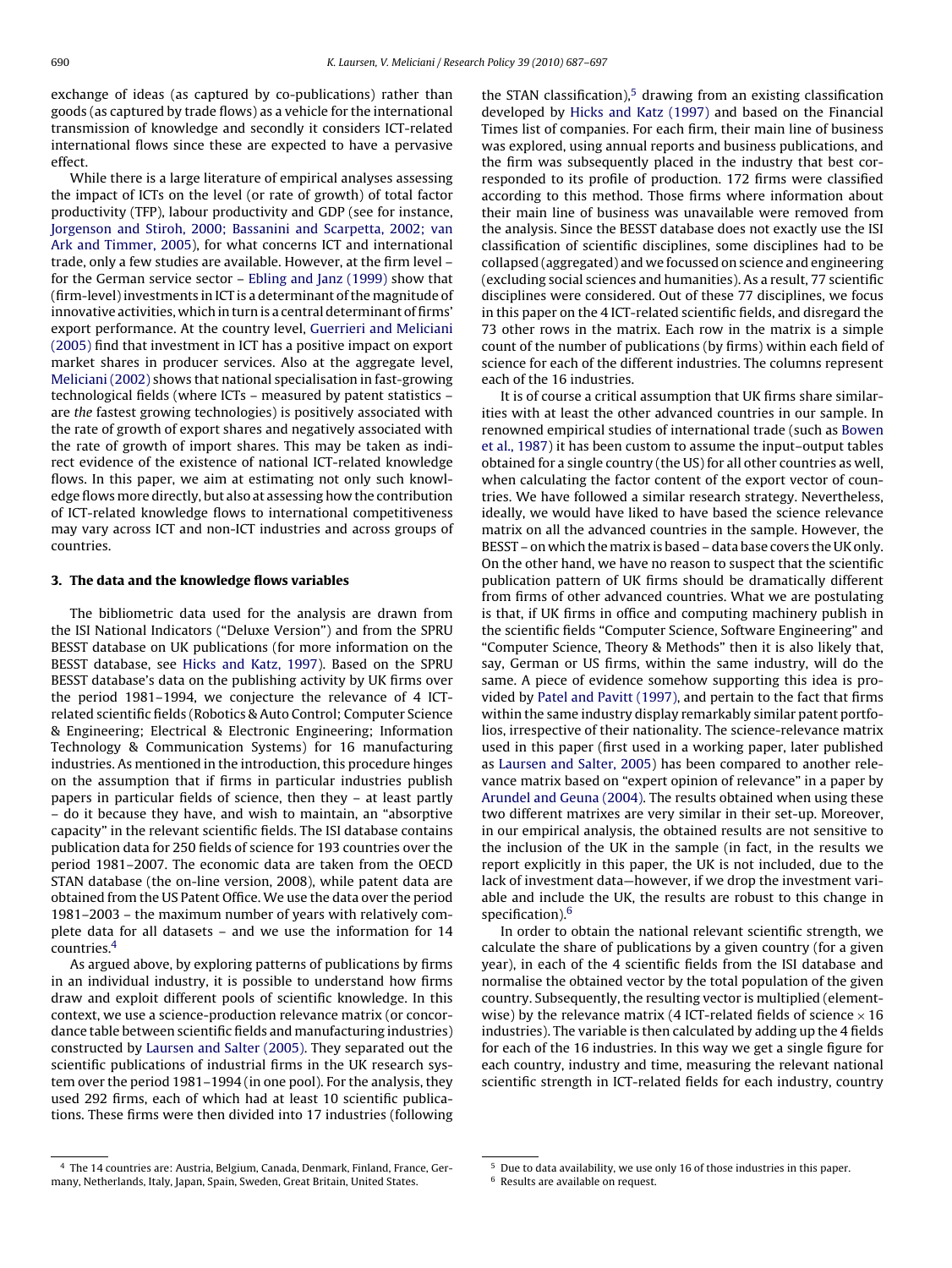exchange of ideas (as captured by co-publications) rather than goods (as captured by trade flows) as a vehicle for the international transmission of knowledge and secondly it considers ICT-related international flows since these are expected to have a pervasive effect.

While there is a large literature of empirical analyses assessing the impact of ICTs on the level (or rate of growth) of total factor productivity (TFP), labour productivity and GDP (see for instance, Jorgenson and Stiroh, 2000; Bassanini and Scarpetta, 2002; van Ark and Timmer, 2005), for what concerns ICT and international trade, only a few studies are available. However, at the firm level – for the German service sector – Ebling and Janz (1999) show that (firm-level) investments in ICT is a determinant of the magnitude of innovative activities, which in turn is a central determinant of firms' export performance. At the country level, Guerrieri and Meliciani (2005) find that investment in ICT has a positive impact on export market shares in producer services. Also at the aggregate level, Meliciani (2002) shows that national specialisation in fast-growing technological fields (where ICTs – measured by patent statistics – are *the* fastest growing technologies) is positively associated with the rate of growth of export shares and negatively associated with the rate of growth of import shares. This may be taken as indirect evidence of the existence of national ICT-related knowledge flows. In this paper, we aim at estimating not only such knowledge flows more directly, but also at assessing how the contribution of ICT-related knowledge flows to international competitiveness may vary across ICT and non-ICT industries and across groups of countries.

## 3. The data and the knowledge flows variables

The bibliometric data used for the analysis are drawn from the ISI National Indicators ("Deluxe Version") and from the SPRU BESST database on UK publications (for more information on the BESST database, see Hicks and Katz, 1997). Based on the SPRU BESST database's data on the publishing activity by UK firms over the period 1981–1994, we conjecture the relevance of 4 ICT-related scientific fields (Robotics & Auto Control; Computer Science & Engineering; Electrical & Electronic Engineering; Information Technology & Communication Systems) for 16 manufacturing industries. As mentioned in the introduction, this procedure hinges on the assumption that if firms in particular industries publish papers in particular fields of science, then they – at least partly – do it because they have, and wish to maintain, an "absorptive capacity" in the relevant scientific fields. The ISI database contains publication data for 250 fields of science for 193 countries over the period 1981–2007. The economic data are taken from the OECD STAN database (the on-line version, 2008), while patent data are obtained from the US Patent Office. We use the data over the period 1981–2003 – the maximum number of years with relatively complete data for all datasets – and we use the information for 14 countries.[4]

As argued above, by exploring patterns of publications by firms in an individual industry, it is possible to understand how firms draw and exploit different pools of scientific knowledge. In this context, we use a science-production relevance matrix (or concordance table between scientific fields and manufacturing industries) constructed by Laursen and Salter (2005). They separated out the scientific publications of industrial firms in the UK research system over the period 1981–1994 (in one pool). For the analysis, they used 292 firms, each of which had at least 10 scientific publications. These firms were then divided into 17 industries (following the STAN classification),[5] drawing from an existing classification developed by Hicks and Katz (1997) and based on the Financial Times list of companies. For each firm, their main line of business was explored, using annual reports and business publications, and the firm was subsequently placed in the industry that best corresponded to its profile of production. 172 firms were classified according to this method. Those firms where information about their main line of business was unavailable were removed from the analysis. Since the BESST database does not exactly use the ISI classification of scientific disciplines, some disciplines had to be collapsed (aggregated) and we focussed on science and engineering (excluding social sciences and humanities). As a result, 77 scientific disciplines were considered. Out of these 77 disciplines, we focus in this paper on the 4 ICT-related scientific fields, and disregard the 73 other rows in the matrix. Each row in the matrix is a simple count of the number of publications (by firms) within each field of science for each of the different industries. The columns represent each of the 16 industries.

It is of course a critical assumption that UK firms share similarities with at least the other advanced countries in our sample. In renowned empirical studies of international trade (such as Bowen et al., 1987) it has been custom to assume the input–output tables obtained for a single country (the US) for all other countries as well, when calculating the factor content of the export vector of countries. We have followed a similar research strategy. Nevertheless, ideally, we would have liked to have based the science relevance matrix on all the advanced countries in the sample. However, the BESST – on which the matrix is based – data base covers the UK only. On the other hand, we have no reason to suspect that the scientific publication pattern of UK firms should be dramatically different from firms of other advanced countries. What we are postulating is that, if UK firms in office and computing machinery publish in the scientific fields "Computer Science, Software Engineering" and "Computer Science, Theory & Methods" then it is also likely that, say, German or US firms, within the same industry, will do the same. A piece of evidence somehow supporting this idea is provided by Patel and Pavitt (1997), and pertain to the fact that firms within the same industry display remarkably similar patent portfolios, irrespective of their nationality. The science-relevance matrix used in this paper (first used in a working paper, later published as Laursen and Salter, 2005) has been compared to another relevance matrix based on "expert opinion of relevance" in a paper by Arundel and Geuna (2004). The results obtained when using these two different matrixes are very similar in their set-up. Moreover, in our empirical analysis, the obtained results are not sensitive to the inclusion of the UK in the sample (in fact, in the results we report explicitly in this paper, the UK is not included, due to the lack of investment data—however, if we drop the investment variable and include the UK, the results are robust to this change in specification).[6]

In order to obtain the national relevant scientific strength, we calculate the share of publications by a given country (for a given year), in each of the 4 scientific fields from the ISI database and normalise the obtained vector by the total population of the given country. Subsequently, the resulting vector is multiplied (element-wise) by the relevance matrix (4 ICT-related fields of science $\times$ 16 industries). The variable is then calculated by adding up the 4 fields for each of the 16 industries. In this way we get a single figure for each country, industry and time, measuring the relevant national scientific strength in ICT-related fields for each industry, country

[4] The 14 countries are: Austria, Belgium, Canada, Denmark, Finland, France, Germany, Netherlands, Italy, Japan, Spain, Sweden, Great Britain, United States.

[5] Due to data availability, we use only 16 of those industries in this paper.

[6] Results are available on request.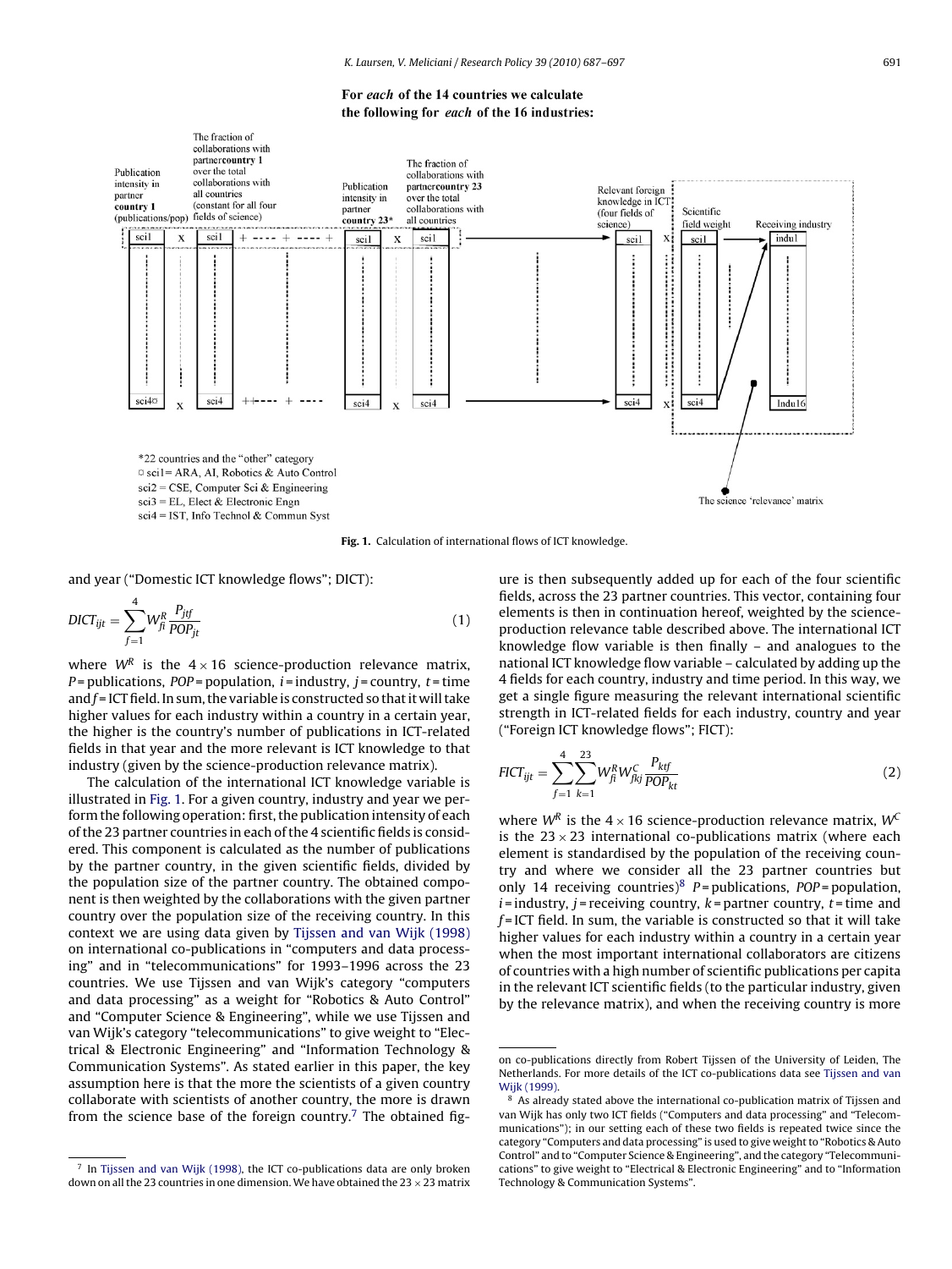For *each* of the 14 countries we calculate the following for *each* of the 16 industries:

Publication intensity in partner country 1 (publications/pop) | The fraction of collaborations with partnercountry 1 over the total collaborations with all countries (constant for all four fields of science) | Publication intensity in partner country 23* | The fraction of collaborations with partnercountry 23 over the total collaborations with all countries | Relevant foreign knowledge in ICT (four fields of science) | Scientific field weight | Receiving industry

sci1 X sci1 + ---- + ---- + sci1 X sci1 → sci1 X sci1 → indu1

sci4¤ X sci4 ++---- + ---- sci4 X sci4 → sci4 X sci4 → Indu16

The science 'relevance' matrix

*22 countries and the "other" category
¤ sci1 = ARA, AI, Robotics & Auto Control
sci2 = CSE, Computer Sci & Engineering
sci3 = EL, Elect & Electronic Engn
sci4 = IST, Info Technol & Commun Syst

**Fig. 1.** Calculation of international flows of ICT knowledge.

and year ("Domestic ICT knowledge flows"; DICT):

$$DICT_{ijt} = \sum_{f=1}^{4} W_{fi}^{R} \frac{P_{jtf}}{POP_{jt}} \tag{1}$$

where $W^R$ is the $4 \times 16$ science-production relevance matrix, $P$ = publications, $POP$ = population, $i$ = industry, $j$ = country, $t$ = time and $f$ = ICT field. In sum, the variable is constructed so that it will take higher values for each industry within a country in a certain year, the higher is the country's number of publications in ICT-related fields in that year and the more relevant is ICT knowledge to that industry (given by the science-production relevance matrix).

The calculation of the international ICT knowledge variable is illustrated in Fig. 1. For a given country, industry and year we perform the following operation: first, the publication intensity of each of the 23 partner countries in each of the 4 scientific fields is considered. This component is calculated as the number of publications by the partner country, in the given scientific fields, divided by the population size of the partner country. The obtained component is then weighted by the collaborations with the given partner country over the population size of the receiving country. In this context we are using data given by Tijssen and van Wijk (1998) on international co-publications in "computers and data processing" and in "telecommunications" for 1993–1996 across the 23 countries. We use Tijssen and van Wijk's category "computers and data processing" as a weight for "Robotics & Auto Control" and "Computer Science & Engineering", while we use Tijssen and van Wijk's category "telecommunications" to give weight to "Electrical & Electronic Engineering" and "Information Technology & Communication Systems". As stated earlier in this paper, the key assumption here is that the more the scientists of a given country collaborate with scientists of another country, the more is drawn from the science base of the foreign country.[7] The obtained figure is then subsequently added up for each of the four scientific fields, across the 23 partner countries. This vector, containing four elements is then in continuation hereof, weighted by the science-production relevance table described above. The international ICT knowledge flow variable is then finally – and analogues to the national ICT knowledge flow variable – calculated by adding up the 4 fields for each country, industry and time period. In this way, we get a single figure measuring the relevant international scientific strength in ICT-related fields for each industry, country and year ("Foreign ICT knowledge flows"; FICT):

$$FICT_{ijt} = \sum_{f=1}^{4} \sum_{k=1}^{23} W_{fi}^{R} W_{fkj}^{C} \frac{P_{ktf}}{POP_{kt}} \tag{2}$$

where $W^R$ is the $4 \times 16$ science-production relevance matrix, $W^C$ is the $23 \times 23$ international co-publications matrix (where each element is standardised by the population of the receiving country and where we consider all the 23 partner countries but only 14 receiving countries)[8] $P$ = publications, $POP$ = population, $i$ = industry, $j$ = receiving country, $k$ = partner country, $t$ = time and $f$ = ICT field. In sum, the variable is constructed so that it will take higher values for each industry within a country in a certain year when the most important international collaborators are citizens of countries with a high number of scientific publications per capita in the relevant ICT scientific fields (to the particular industry, given by the relevance matrix), and when the receiving country is more

---

[7] In Tijssen and van Wijk (1998), the ICT co-publications data are only broken down on all the 23 countries in one dimension. We have obtained the $23 \times 23$ matrix on co-publications directly from Robert Tijssen of the University of Leiden, The Netherlands. For more details of the ICT co-publications data see Tijssen and van Wijk (1999).

[8] As already stated above the international co-publication matrix of Tijssen and van Wijk has only two ICT fields ("Computers and data processing" and "Telecommunications"); in our setting each of these two fields is repeated twice since the category "Computers and data processing" is used to give weight to "Robotics & Auto Control" and to "Computer Science & Engineering", and the category "Telecommunications" to give weight to "Electrical & Electronic Engineering" and to "Information Technology & Communication Systems".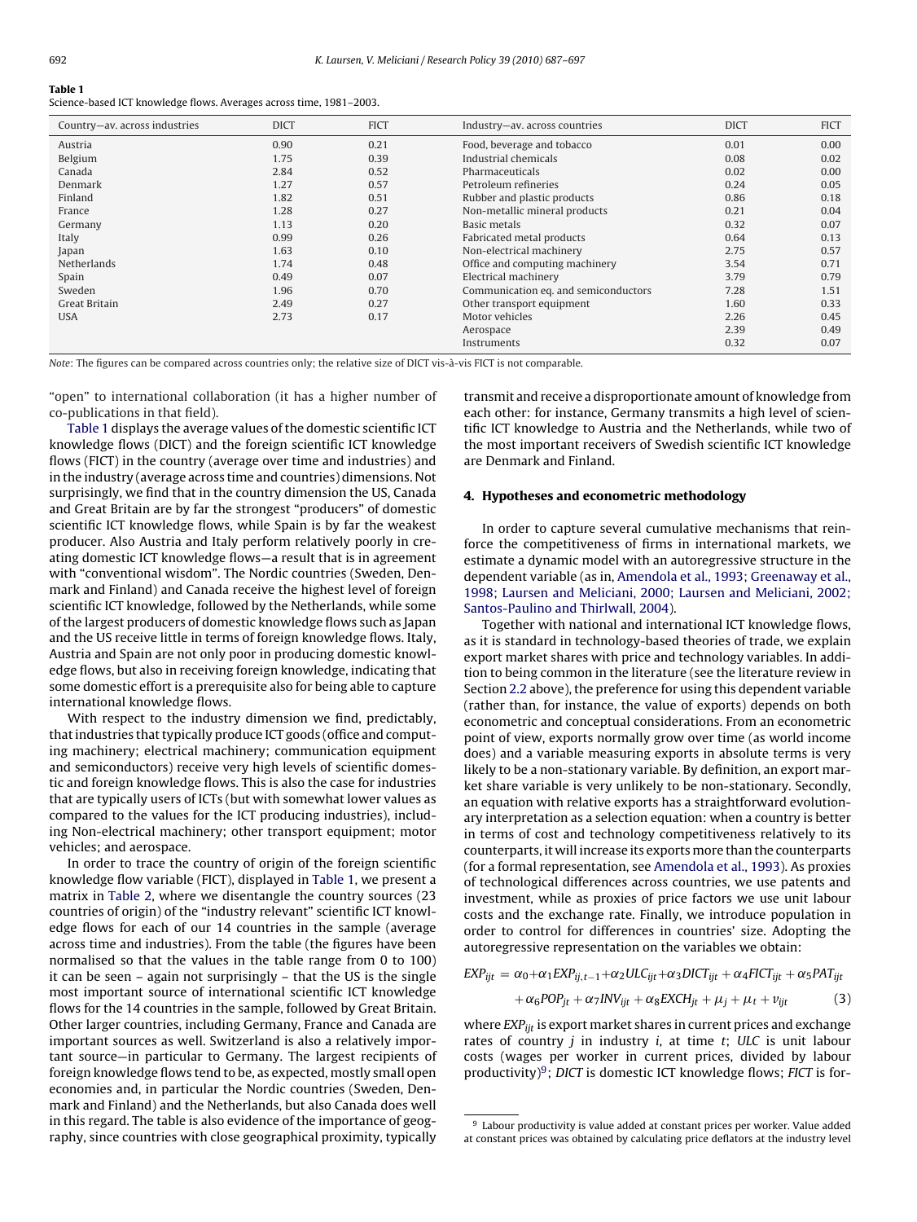**Table 1**
Science-based ICT knowledge flows. Averages across time, 1981–2003.

| Country—av. across industries | DICT | FICT | Industry—av. across countries | DICT | FICT |
|---|---|---|---|---|---|
| Austria | 0.90 | 0.21 | Food, beverage and tobacco | 0.01 | 0.00 |
| Belgium | 1.75 | 0.39 | Industrial chemicals | 0.08 | 0.02 |
| Canada | 2.84 | 0.52 | Pharmaceuticals | 0.02 | 0.00 |
| Denmark | 1.27 | 0.57 | Petroleum refineries | 0.24 | 0.05 |
| Finland | 1.82 | 0.51 | Rubber and plastic products | 0.86 | 0.18 |
| France | 1.28 | 0.27 | Non-metallic mineral products | 0.21 | 0.04 |
| Germany | 1.13 | 0.20 | Basic metals | 0.32 | 0.07 |
| Italy | 0.99 | 0.26 | Fabricated metal products | 0.64 | 0.13 |
| Japan | 1.63 | 0.10 | Non-electrical machinery | 2.75 | 0.57 |
| Netherlands | 1.74 | 0.48 | Office and computing machinery | 3.54 | 0.71 |
| Spain | 0.49 | 0.07 | Electrical machinery | 3.79 | 0.79 |
| Sweden | 1.96 | 0.70 | Communication eq. and semiconductors | 7.28 | 1.51 |
| Great Britain | 2.49 | 0.27 | Other transport equipment | 1.60 | 0.33 |
| USA | 2.73 | 0.17 | Motor vehicles | 2.26 | 0.45 |
| | | | Aerospace | 2.39 | 0.49 |
| | | | Instruments | 0.32 | 0.07 |

*Note*: The figures can be compared across countries only; the relative size of DICT vis-à-vis FICT is not comparable.

"open" to international collaboration (it has a higher number of co-publications in that field).

Table 1 displays the average values of the domestic scientific ICT knowledge flows (DICT) and the foreign scientific ICT knowledge flows (FICT) in the country (average over time and industries) and in the industry (average across time and countries) dimensions. Not surprisingly, we find that in the country dimension the US, Canada and Great Britain are by far the strongest "producers" of domestic scientific ICT knowledge flows, while Spain is by far the weakest producer. Also Austria and Italy perform relatively poorly in creating domestic ICT knowledge flows—a result that is in agreement with "conventional wisdom". The Nordic countries (Sweden, Denmark and Finland) and Canada receive the highest level of foreign scientific ICT knowledge, followed by the Netherlands, while some of the largest producers of domestic knowledge flows such as Japan and the US receive little in terms of foreign knowledge flows. Italy, Austria and Spain are not only poor in producing domestic knowledge flows, but also in receiving foreign knowledge, indicating that some domestic effort is a prerequisite also for being able to capture international knowledge flows.

With respect to the industry dimension we find, predictably, that industries that typically produce ICT goods (office and computing machinery; electrical machinery; communication equipment and semiconductors) receive very high levels of scientific domestic and foreign knowledge flows. This is also the case for industries that are typically users of ICTs (but with somewhat lower values as compared to the values for the ICT producing industries), including Non-electrical machinery; other transport equipment; motor vehicles; and aerospace.

In order to trace the country of origin of the foreign scientific knowledge flow variable (FICT), displayed in Table 1, we present a matrix in Table 2, where we disentangle the country sources (23 countries of origin) of the "industry relevant" scientific ICT knowledge flows for each of our 14 countries in the sample (average across time and industries). From the table (the figures have been normalised so that the values in the table range from 0 to 100) it can be seen – again not surprisingly – that the US is the single most important source of international scientific ICT knowledge flows for the 14 countries in the sample, followed by Great Britain. Other larger countries, including Germany, France and Canada are important sources as well. Switzerland is also a relatively important source—in particular to Germany. The largest recipients of foreign knowledge flows tend to be, as expected, mostly small open economies and, in particular the Nordic countries (Sweden, Denmark and Finland) and the Netherlands, but also Canada does well in this regard. The table is also evidence of the importance of geography, since countries with close geographical proximity, typically transmit and receive a disproportionate amount of knowledge from each other: for instance, Germany transmits a high level of scientific ICT knowledge to Austria and the Netherlands, while two of the most important receivers of Swedish scientific ICT knowledge are Denmark and Finland.

## 4. Hypotheses and econometric methodology

In order to capture several cumulative mechanisms that reinforce the competitiveness of firms in international markets, we estimate a dynamic model with an autoregressive structure in the dependent variable (as in, Amendola et al., 1993; Greenaway et al., 1998; Laursen and Meliciani, 2000; Laursen and Meliciani, 2002; Santos-Paulino and Thirlwall, 2004).

Together with national and international ICT knowledge flows, as it is standard in technology-based theories of trade, we explain export market shares with price and technology variables. In addition to being common in the literature (see the literature review in Section 2.2 above), the preference for using this dependent variable (rather than, for instance, the value of exports) depends on both econometric and conceptual considerations. From an econometric point of view, exports normally grow over time (as world income does) and a variable measuring exports in absolute terms is very likely to be a non-stationary variable. By definition, an export market share variable is very unlikely to be non-stationary. Secondly, an equation with relative exports has a straightforward evolutionary interpretation as a selection equation: when a country is better in terms of cost and technology competitiveness relatively to its counterparts, it will increase its exports more than the counterparts (for a formal representation, see Amendola et al., 1993). As proxies of technological differences across countries, we use patents and investment, while as proxies of price factors we use unit labour costs and the exchange rate. Finally, we introduce population in order to control for differences in countries' size. Adopting the autoregressive representation on the variables we obtain:

$$EXP_{ijt} = \alpha_0 + \alpha_1 EXP_{ij,t-1} + \alpha_2 ULC_{ijt} + \alpha_3 DICT_{ijt} + \alpha_4 FICT_{ijt} + \alpha_5 PAT_{ijt} + \alpha_6 POP_{jt} + \alpha_7 INV_{ijt} + \alpha_8 EXCH_{jt} + \mu_j + \mu_t + v_{ijt} \quad (3)$$

where $EXP_{ijt}$ is export market shares in current prices and exchange rates of country $j$ in industry $i$, at time $t$; *ULC* is unit labour costs (wages per worker in current prices, divided by labour productivity)[9]; *DICT* is domestic ICT knowledge flows; *FICT* is for-

[9] Labour productivity is value added at constant prices per worker. Value added at constant prices was obtained by calculating price deflators at the industry level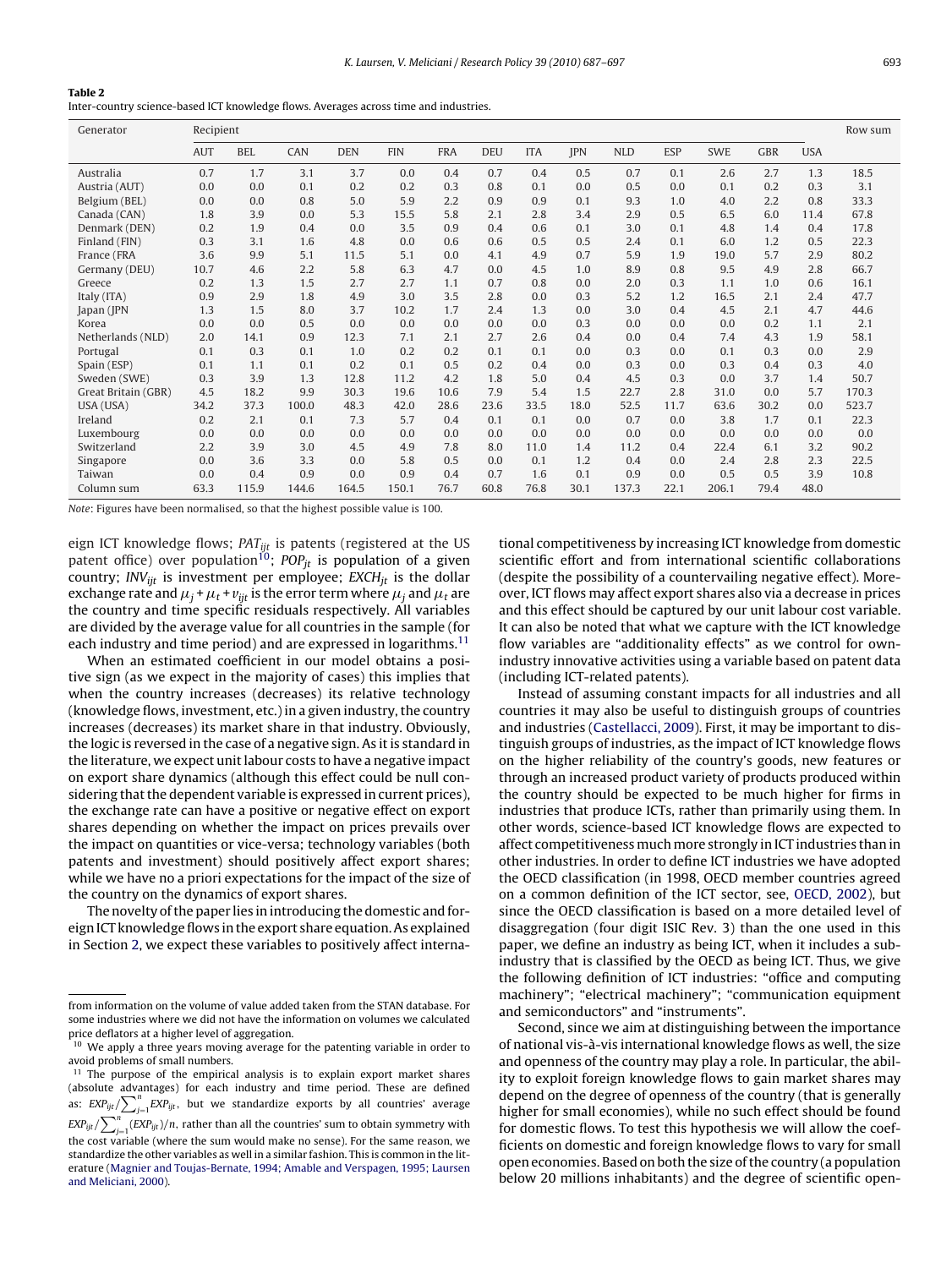**Table 2**
Inter-country science-based ICT knowledge flows. Averages across time and industries.

| Generator | Recipient | | | | | | | | | | | | | | Row sum |
|---|---|---|---|---|---|---|---|---|---|---|---|---|---|---|---|
| | AUT | BEL | CAN | DEN | FIN | FRA | DEU | ITA | JPN | NLD | ESP | SWE | GBR | USA | |
| Australia | 0.7 | 1.7 | 3.1 | 3.7 | 0.0 | 0.4 | 0.7 | 0.4 | 0.5 | 0.7 | 0.1 | 2.6 | 2.7 | 1.3 | 18.5 |
| Austria (AUT) | 0.0 | 0.0 | 0.1 | 0.2 | 0.2 | 0.3 | 0.8 | 0.1 | 0.0 | 0.5 | 0.0 | 0.1 | 0.2 | 0.3 | 3.1 |
| Belgium (BEL) | 0.0 | 0.0 | 0.8 | 5.0 | 5.9 | 2.2 | 0.9 | 0.9 | 0.1 | 9.3 | 1.0 | 4.0 | 2.2 | 0.8 | 33.3 |
| Canada (CAN) | 1.8 | 3.9 | 0.0 | 5.3 | 15.5 | 5.8 | 2.1 | 2.8 | 3.4 | 2.9 | 0.5 | 6.5 | 6.0 | 11.4 | 67.8 |
| Denmark (DEN) | 0.2 | 1.9 | 0.4 | 0.0 | 3.5 | 0.9 | 0.4 | 0.6 | 0.1 | 3.0 | 0.1 | 4.8 | 1.4 | 0.4 | 17.8 |
| Finland (FIN) | 0.3 | 3.1 | 1.6 | 4.8 | 0.0 | 0.6 | 0.6 | 0.5 | 0.5 | 2.4 | 0.1 | 6.0 | 1.2 | 0.5 | 22.3 |
| France (FRA | 3.6 | 9.9 | 5.1 | 11.5 | 5.1 | 0.0 | 4.1 | 4.9 | 0.7 | 5.9 | 1.9 | 19.0 | 5.7 | 2.9 | 80.2 |
| Germany (DEU) | 10.7 | 4.6 | 2.2 | 5.8 | 6.3 | 4.7 | 0.0 | 4.5 | 1.0 | 8.9 | 0.8 | 9.5 | 4.9 | 2.8 | 66.7 |
| Greece | 0.2 | 1.3 | 1.5 | 2.7 | 2.7 | 1.1 | 0.7 | 0.8 | 0.0 | 2.0 | 0.3 | 1.1 | 1.0 | 0.6 | 16.1 |
| Italy (ITA) | 0.9 | 2.9 | 1.8 | 4.9 | 3.0 | 3.5 | 2.8 | 0.0 | 0.3 | 5.2 | 1.2 | 16.5 | 2.1 | 2.4 | 47.7 |
| Japan (JPN | 1.3 | 1.5 | 8.0 | 3.7 | 10.2 | 1.7 | 2.4 | 1.3 | 0.0 | 3.0 | 0.4 | 4.5 | 2.1 | 4.7 | 44.6 |
| Korea | 0.0 | 0.0 | 0.5 | 0.0 | 0.0 | 0.0 | 0.0 | 0.0 | 0.3 | 0.0 | 0.0 | 0.0 | 0.2 | 1.1 | 2.1 |
| Netherlands (NLD) | 2.0 | 14.1 | 0.9 | 12.3 | 7.1 | 2.1 | 2.7 | 2.6 | 0.4 | 0.0 | 0.4 | 7.4 | 4.3 | 1.9 | 58.1 |
| Portugal | 0.1 | 0.3 | 0.1 | 1.0 | 0.2 | 0.2 | 0.1 | 0.1 | 0.0 | 0.3 | 0.0 | 0.1 | 0.3 | 0.0 | 2.9 |
| Spain (ESP) | 0.1 | 1.1 | 0.1 | 0.2 | 0.1 | 0.5 | 0.2 | 0.4 | 0.0 | 0.3 | 0.0 | 0.3 | 0.4 | 0.3 | 4.0 |
| Sweden (SWE) | 0.3 | 3.9 | 1.3 | 12.8 | 11.2 | 4.2 | 1.8 | 5.0 | 0.4 | 4.5 | 0.3 | 0.0 | 3.7 | 1.4 | 50.7 |
| Great Britain (GBR) | 4.5 | 18.2 | 9.9 | 30.3 | 19.6 | 10.6 | 7.9 | 5.4 | 1.5 | 22.7 | 2.8 | 31.0 | 0.0 | 5.7 | 170.3 |
| USA (USA) | 34.2 | 37.3 | 100.0 | 48.3 | 42.0 | 28.6 | 23.6 | 33.5 | 18.0 | 52.5 | 11.7 | 63.6 | 30.2 | 0.0 | 523.7 |
| Ireland | 0.2 | 2.1 | 0.1 | 7.3 | 5.7 | 0.4 | 0.1 | 0.1 | 0.0 | 0.7 | 0.0 | 3.8 | 1.7 | 0.1 | 22.3 |
| Luxembourg | 0.0 | 0.0 | 0.0 | 0.0 | 0.0 | 0.0 | 0.0 | 0.0 | 0.0 | 0.0 | 0.0 | 0.0 | 0.0 | 0.0 | 0.0 |
| Switzerland | 2.2 | 3.9 | 3.0 | 4.5 | 4.9 | 7.8 | 8.0 | 11.0 | 1.4 | 11.2 | 0.4 | 22.4 | 6.1 | 3.2 | 90.2 |
| Singapore | 0.0 | 3.6 | 3.3 | 0.0 | 5.8 | 0.5 | 0.0 | 0.1 | 1.2 | 0.4 | 0.0 | 2.4 | 2.8 | 2.3 | 22.5 |
| Taiwan | 0.0 | 0.4 | 0.9 | 0.0 | 0.9 | 0.4 | 0.7 | 1.6 | 0.1 | 0.9 | 0.0 | 0.5 | 0.5 | 3.9 | 10.8 |
| Column sum | 63.3 | 115.9 | 144.6 | 164.5 | 150.1 | 76.7 | 60.8 | 76.8 | 30.1 | 137.3 | 22.1 | 206.1 | 79.4 | 48.0 | |

*Note*: Figures have been normalised, so that the highest possible value is 100.

eign ICT knowledge flows; $PAT_{ijt}$ is patents (registered at the US patent office) over population[10]; $POP_{jt}$ is population of a given country; $INV_{ijt}$ is investment per employee; $EXCH_{jt}$ is the dollar exchange rate and $\mu_j + \mu_t + \nu_{ijt}$ is the error term where $\mu_j$ and $\mu_t$ are the country and time specific residuals respectively. All variables are divided by the average value for all countries in the sample (for each industry and time period) and are expressed in logarithms.[11]

When an estimated coefficient in our model obtains a positive sign (as we expect in the majority of cases) this implies that when the country increases (decreases) its relative technology (knowledge flows, investment, etc.) in a given industry, the country increases (decreases) its market share in that industry. Obviously, the logic is reversed in the case of a negative sign. As it is standard in the literature, we expect unit labour costs to have a negative impact on export share dynamics (although this effect could be null considering that the dependent variable is expressed in current prices), the exchange rate can have a positive or negative effect on export shares depending on whether the impact on prices prevails over the impact on quantities or vice-versa; technology variables (both patents and investment) should positively affect export shares; while we have no a priori expectations for the impact of the size of the country on the dynamics of export shares.

The novelty of the paper lies in introducing the domestic and foreign ICT knowledge flows in the export share equation. As explained in Section 2, we expect these variables to positively affect international competitiveness by increasing ICT knowledge from domestic scientific effort and from international scientific collaborations (despite the possibility of a countervailing negative effect). Moreover, ICT flows may affect export shares also via a decrease in prices and this effect should be captured by our unit labour cost variable. It can also be noted that what we capture with the ICT knowledge flow variables are "additionality effects" as we control for own-industry innovative activities using a variable based on patent data (including ICT-related patents).

Instead of assuming constant impacts for all industries and all countries it may also be useful to distinguish groups of countries and industries (Castellacci, 2009). First, it may be important to distinguish groups of industries, as the impact of ICT knowledge flows on the higher reliability of the country's goods, new features or through an increased product variety of products produced within the country should be expected to be much higher for firms in industries that produce ICTs, rather than primarily using them. In other words, science-based ICT knowledge flows are expected to affect competitiveness much more strongly in ICT industries than in other industries. In order to define ICT industries we have adopted the OECD classification (in 1998, OECD member countries agreed on a common definition of the ICT sector, see, OECD, 2002), but since the OECD classification is based on a more detailed level of disaggregation (four digit ISIC Rev. 3) than the one used in this paper, we define an industry as being ICT, when it includes a sub-industry that is classified by the OECD as being ICT. Thus, we give the following definition of ICT industries: "office and computing machinery"; "electrical machinery"; "communication equipment and semiconductors" and "instruments".

Second, since we aim at distinguishing between the importance of national vis-à-vis international knowledge flows as well, the size and openness of the country may play a role. In particular, the ability to exploit foreign knowledge flows to gain market shares may depend on the degree of openness of the country (that is generally higher for small economies), while no such effect should be found for domestic flows. To test this hypothesis we will allow the coefficients on domestic and foreign knowledge flows to vary for small open economies. Based on both the size of the country (a population below 20 millions inhabitants) and the degree of scientific open-

---

from information on the volume of value added taken from the STAN database. For some industries where we did not have the information on volumes we calculated price deflators at a higher level of aggregation.

[10] We apply a three years moving average for the patenting variable in order to avoid problems of small numbers.

[11] The purpose of the empirical analysis is to explain export market shares (absolute advantages) for each industry and time period. These are defined as: $EXP_{ijt}/\sum_{j=1}^{n} EXP_{ijt}$, but we standardize exports by all countries' average $EXP_{ijt}/\sum_{j=1}^{n}(EXP_{ijt})/n$, rather than all the countries' sum to obtain symmetry with the cost variable (where the sum would make no sense). For the same reason, we standardize the other variables as well in a similar fashion. This is common in the literature (Magnier and Toujas-Bernate, 1994; Amable and Verspagen, 1995; Laursen and Meliciani, 2000).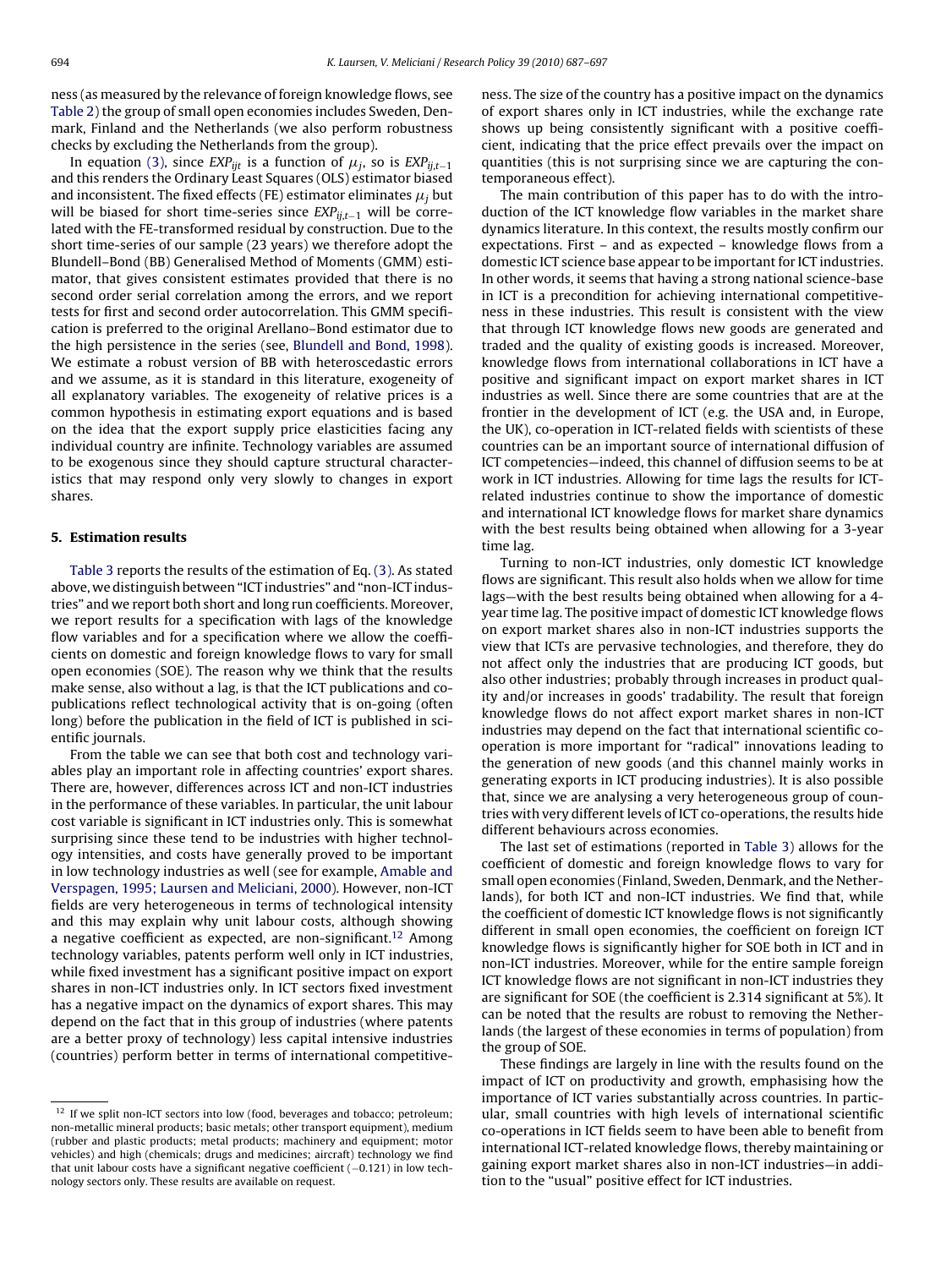ness (as measured by the relevance of foreign knowledge flows, see Table 2) the group of small open economies includes Sweden, Denmark, Finland and the Netherlands (we also perform robustness checks by excluding the Netherlands from the group).

In equation (3), since $EXP_{ijt}$ is a function of $\mu_j$, so is $EXP_{ij,t-1}$ and this renders the Ordinary Least Squares (OLS) estimator biased and inconsistent. The fixed effects (FE) estimator eliminates $\mu_j$ but will be biased for short time-series since $EXP_{ij,t-1}$ will be correlated with the FE-transformed residual by construction. Due to the short time-series of our sample (23 years) we therefore adopt the Blundell–Bond (BB) Generalised Method of Moments (GMM) estimator, that gives consistent estimates provided that there is no second order serial correlation among the errors, and we report tests for first and second order autocorrelation. This GMM specification is preferred to the original Arellano–Bond estimator due to the high persistence in the series (see, Blundell and Bond, 1998). We estimate a robust version of BB with heteroscedastic errors and we assume, as it is standard in this literature, exogeneity of all explanatory variables. The exogeneity of relative prices is a common hypothesis in estimating export equations and is based on the idea that the export supply price elasticities facing any individual country are infinite. Technology variables are assumed to be exogenous since they should capture structural characteristics that may respond only very slowly to changes in export shares.

## 5. Estimation results

Table 3 reports the results of the estimation of Eq. (3). As stated above, we distinguish between "ICT industries" and "non-ICT industries" and we report both short and long run coefficients. Moreover, we report results for a specification with lags of the knowledge flow variables and for a specification where we allow the coefficients on domestic and foreign knowledge flows to vary for small open economies (SOE). The reason why we think that the results make sense, also without a lag, is that the ICT publications and co-publications reflect technological activity that is on-going (often long) before the publication in the field of ICT is published in scientific journals.

From the table we can see that both cost and technology variables play an important role in affecting countries' export shares. There are, however, differences across ICT and non-ICT industries in the performance of these variables. In particular, the unit labour cost variable is significant in ICT industries only. This is somewhat surprising since these tend to be industries with higher technology intensities, and costs have generally proved to be important in low technology industries as well (see for example, Amable and Verspagen, 1995; Laursen and Meliciani, 2000). However, non-ICT fields are very heterogeneous in terms of technological intensity and this may explain why unit labour costs, although showing a negative coefficient as expected, are non-significant.[12] Among technology variables, patents perform well only in ICT industries, while fixed investment has a significant positive impact on export shares in non-ICT industries only. In ICT sectors fixed investment has a negative impact on the dynamics of export shares. This may depend on the fact that in this group of industries (where patents are a better proxy of technology) less capital intensive industries (countries) perform better in terms of international competitiveness. The size of the country has a positive impact on the dynamics of export shares only in ICT industries, while the exchange rate shows up being consistently significant with a positive coefficient, indicating that the price effect prevails over the impact on quantities (this is not surprising since we are capturing the contemporaneous effect).

The main contribution of this paper has to do with the introduction of the ICT knowledge flow variables in the market share dynamics literature. In this context, the results mostly confirm our expectations. First – and as expected – knowledge flows from a domestic ICT science base appear to be important for ICT industries. In other words, it seems that having a strong national science-base in ICT is a precondition for achieving international competitiveness in these industries. This result is consistent with the view that through ICT knowledge flows new goods are generated and traded and the quality of existing goods is increased. Moreover, knowledge flows from international collaborations in ICT have a positive and significant impact on export market shares in ICT industries as well. Since there are some countries that are at the frontier in the development of ICT (e.g. the USA and, in Europe, the UK), co-operation in ICT-related fields with scientists of these countries can be an important source of international diffusion of ICT competencies—indeed, this channel of diffusion seems to be at work in ICT industries. Allowing for time lags the results for ICT-related industries continue to show the importance of domestic and international ICT knowledge flows for market share dynamics with the best results being obtained when allowing for a 3-year time lag.

Turning to non-ICT industries, only domestic ICT knowledge flows are significant. This result also holds when we allow for time lags—with the best results being obtained when allowing for a 4-year time lag. The positive impact of domestic ICT knowledge flows on export market shares also in non-ICT industries supports the view that ICTs are pervasive technologies, and therefore, they do not affect only the industries that are producing ICT goods, but also other industries; probably through increases in product quality and/or increases in goods' tradability. The result that foreign knowledge flows do not affect export market shares in non-ICT industries may depend on the fact that international scientific co-operation is more important for "radical" innovations leading to the generation of new goods (and this channel mainly works in generating exports in ICT producing industries). It is also possible that, since we are analysing a very heterogeneous group of countries with very different levels of ICT co-operations, the results hide different behaviours across economies.

The last set of estimations (reported in Table 3) allows for the coefficient of domestic and foreign knowledge flows to vary for small open economies (Finland, Sweden, Denmark, and the Netherlands), for both ICT and non-ICT industries. We find that, while the coefficient of domestic ICT knowledge flows is not significantly different in small open economies, the coefficient on foreign ICT knowledge flows is significantly higher for SOE both in ICT and in non-ICT industries. Moreover, while for the entire sample foreign ICT knowledge flows are not significant in non-ICT industries they are significant for SOE (the coefficient is 2.314 significant at 5%). It can be noted that the results are robust to removing the Netherlands (the largest of these economies in terms of population) from the group of SOE.

These findings are largely in line with the results found on the impact of ICT on productivity and growth, emphasising how the importance of ICT varies substantially across countries. In particular, small countries with high levels of international scientific co-operations in ICT fields seem to have been able to benefit from international ICT-related knowledge flows, thereby maintaining or gaining export market shares also in non-ICT industries—in addition to the "usual" positive effect for ICT industries.

[12] If we split non-ICT sectors into low (food, beverages and tobacco; petroleum; non-metallic mineral products; basic metals; other transport equipment), medium (rubber and plastic products; metal products; machinery and equipment; motor vehicles) and high (chemicals; drugs and medicines; aircraft) technology we find that unit labour costs have a significant negative coefficient (−0.121) in low technology sectors only. These results are available on request.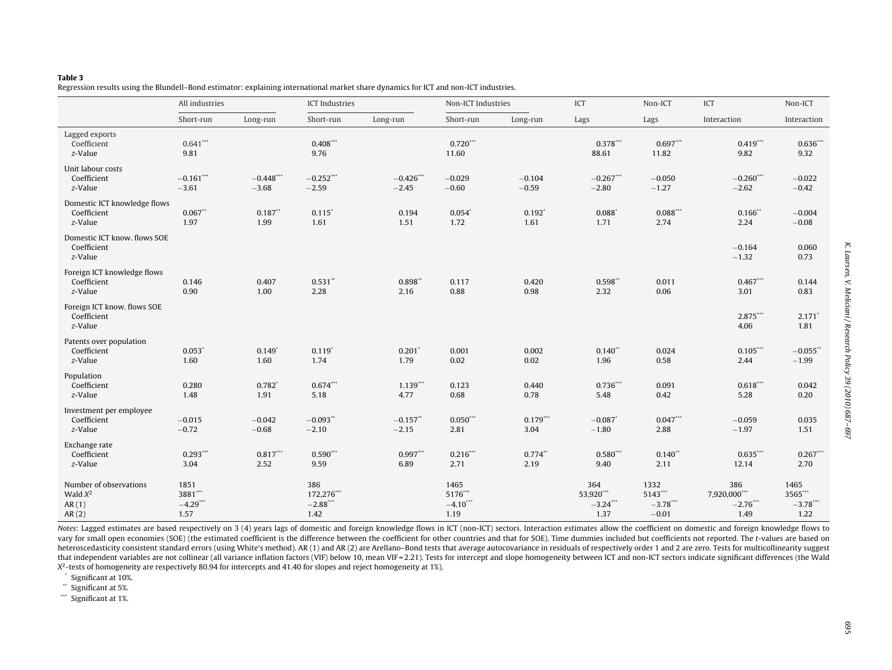**Table 3**
Regression results using the Blundell–Bond estimator: explaining international market share dynamics for ICT and non-ICT industries.

| | All industries | | ICT Industries | | Non-ICT Industries | | ICT | Non-ICT | ICT | Non-ICT |
|---|---|---|---|---|---|---|---|---|---|---|
| | Short-run | Long-run | Short-run | Long-run | Short-run | Long-run | Lags | Lags | Interaction | Interaction |
| Lagged exports | | | | | | | | | | |
| Coefficient | 0.641*** | | 0.408*** | | 0.720*** | | 0.378*** | 0.697*** | 0.419*** | 0.636*** |
| *z*-Value | 9.81 | | 9.76 | | 11.60 | | 88.61 | 11.82 | 9.82 | 9.32 |
| Unit labour costs | | | | | | | | | | |
| Coefficient | −0.161*** | −0.448*** | −0.252*** | −0.426*** | −0.029 | −0.104 | −0.267*** | −0.050 | −0.260*** | −0.022 |
| *z*-Value | −3.61 | −3.68 | −2.59 | −2.45 | −0.60 | −0.59 | −2.80 | −1.27 | −2.62 | −0.42 |
| Domestic ICT knowledge flows | | | | | | | | | | |
| Coefficient | 0.067** | 0.187** | 0.115* | 0.194 | 0.054* | 0.192* | 0.088* | 0.088*** | 0.166** | −0.004 |
| *z*-Value | 1.97 | 1.99 | 1.61 | 1.51 | 1.72 | 1.61 | 1.71 | 2.74 | 2.24 | −0.08 |
| Domestic ICT know. flows SOE | | | | | | | | | | |
| Coefficient | | | | | | | | | −0.164 | 0.060 |
| *z*-Value | | | | | | | | | −1.32 | 0.73 |
| Foreign ICT knowledge flows | | | | | | | | | | |
| Coefficient | 0.146 | 0.407 | 0.531** | 0.898** | 0.117 | 0.420 | 0.598** | 0.011 | 0.467*** | 0.144 |
| *z*-Value | 0.90 | 1.00 | 2.28 | 2.16 | 0.88 | 0.98 | 2.32 | 0.06 | 3.01 | 0.83 |
| Foreign ICT know. flows SOE | | | | | | | | | | |
| Coefficient | | | | | | | | | 2.875*** | 2.171* |
| *z*-Value | | | | | | | | | 4.06 | 1.81 |
| Patents over population | | | | | | | | | | |
| Coefficient | 0.053* | 0.149* | 0.119* | 0.201* | 0.001 | 0.002 | 0.140** | 0.024 | 0.105*** | −0.055** |
| *z*-Value | 1.60 | 1.60 | 1.74 | 1.79 | 0.02 | 0.02 | 1.96 | 0.58 | 2.44 | −1.99 |
| Population | | | | | | | | | | |
| Coefficient | 0.280 | 0.782* | 0.674*** | 1.139*** | 0.123 | 0.440 | 0.736*** | 0.091 | 0.618*** | 0.042 |
| *z*-Value | 1.48 | 1.91 | 5.18 | 4.77 | 0.68 | 0.78 | 5.48 | 0.42 | 5.28 | 0.20 |
| Investment per employee | | | | | | | | | | |
| Coefficient | −0.015 | −0.042 | −0.093** | −0.157** | 0.050*** | 0.179*** | −0.087* | 0.047*** | −0.059 | 0.035 |
| *z*-Value | −0.72 | −0.68 | −2.10 | −2.15 | 2.81 | 3.04 | −1.80 | 2.88 | −1.97 | 1.51 |
| Exchange rate | | | | | | | | | | |
| Coefficient | 0.293*** | 0.817*** | 0.590*** | 0.997*** | 0.216*** | 0.774** | 0.580*** | 0.140** | 0.635*** | 0.267*** |
| *z*-Value | 3.04 | 2.52 | 9.59 | 6.89 | 2.71 | 2.19 | 9.40 | 2.11 | 12.14 | 2.70 |
| Number of observations | 1851 | | 386 | | 1465 | | 364 | 1332 | 386 | 1465 |
| Wald $X^2$ | 3881*** | | 172,276*** | | 5176*** | | 53,920*** | 5143*** | 7,920,000*** | 3565*** |
| AR (1) | −4.29*** | | −2.88*** | | −4.10*** | | −3.24*** | −3.78*** | −2.76*** | −3.78*** |
| AR (2) | 1.57 | | 1.42 | | 1.19 | | 1.37 | −0.01 | 1.49 | 1.22 |

*Notes*: Lagged estimates are based respectively on 3 (4) years lags of domestic and foreign knowledge flows in ICT (non-ICT) sectors. Interaction estimates allow the coefficient on domestic and foreign knowledge flows to vary for small open economies (SOE) (the estimated coefficient is the difference between the coefficient for other countries and that for SOE). Time dummies included but coefficients not reported. The *t*-values are based on heteroscedasticity consistent standard errors (using White's method). AR (1) and AR (2) are Arellano–Bond tests that average autocovariance in residuals of respectively order 1 and 2 are zero. Tests for multicollinearity suggest that independent variables are not collinear (all variance inflation factors (VIF) below 10, mean VIF = 2.21). Tests for intercept and slope homogeneity between ICT and non-ICT sectors indicate significant differences (the Wald $X^2$-tests of homogeneity are respectively 80.94 for intercepts and 41.40 for slopes and reject homogeneity at 1%).

\* Significant at 10%.

\*\* Significant at 5%.

\*\*\* Significant at 1%.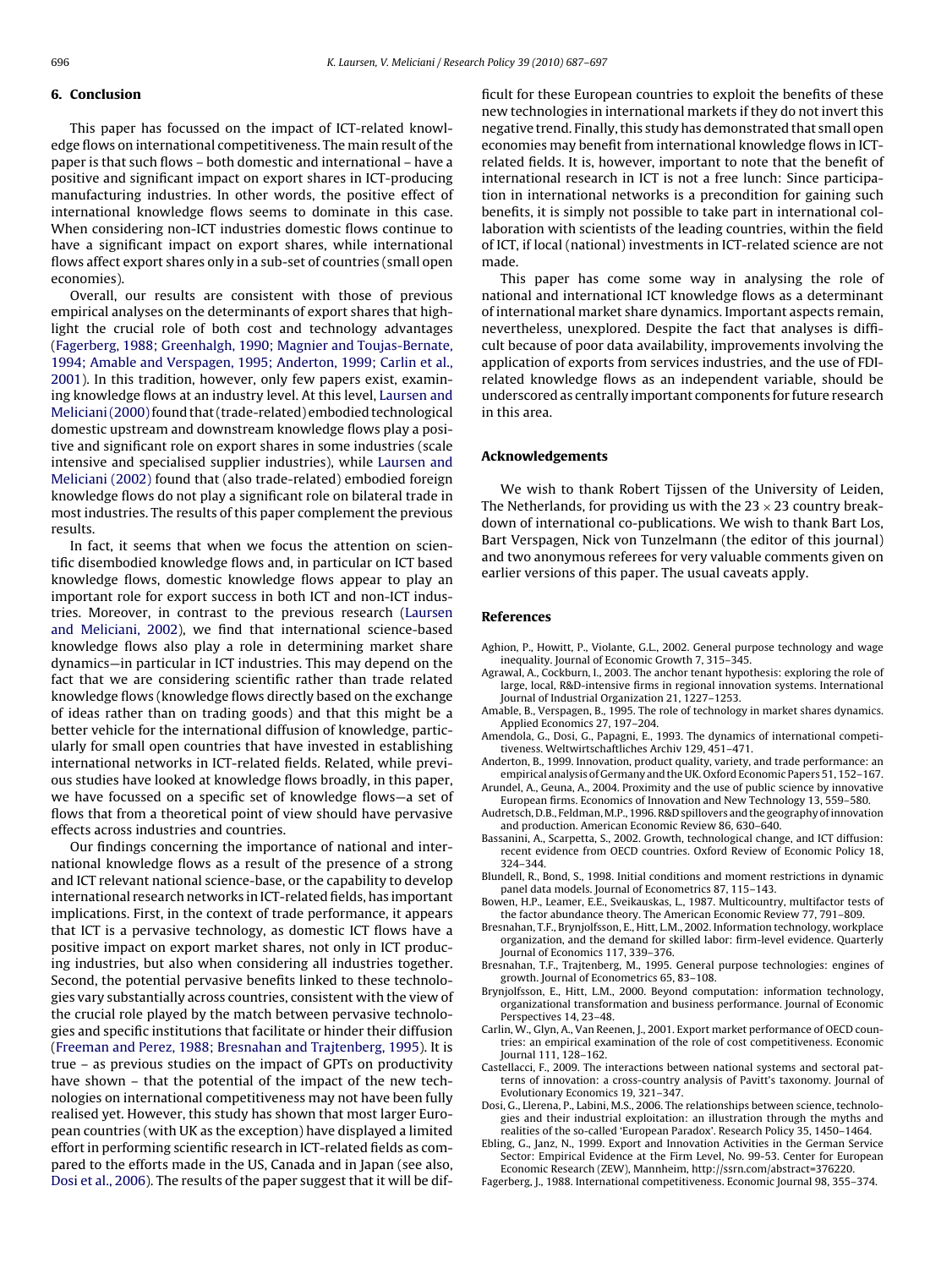## 6. Conclusion

This paper has focussed on the impact of ICT-related knowledge flows on international competitiveness. The main result of the paper is that such flows – both domestic and international – have a positive and significant impact on export shares in ICT-producing manufacturing industries. In other words, the positive effect of international knowledge flows seems to dominate in this case. When considering non-ICT industries domestic flows continue to have a significant impact on export shares, while international flows affect export shares only in a sub-set of countries (small open economies).

Overall, our results are consistent with those of previous empirical analyses on the determinants of export shares that highlight the crucial role of both cost and technology advantages (Fagerberg, 1988; Greenhalgh, 1990; Magnier and Toujas-Bernate, 1994; Amable and Verspagen, 1995; Anderton, 1999; Carlin et al., 2001). In this tradition, however, only few papers exist, examining knowledge flows at an industry level. At this level, Laursen and Meliciani (2000) found that (trade-related) embodied technological domestic upstream and downstream knowledge flows play a positive and significant role on export shares in some industries (scale intensive and specialised supplier industries), while Laursen and Meliciani (2002) found that (also trade-related) embodied foreign knowledge flows do not play a significant role on bilateral trade in most industries. The results of this paper complement the previous results.

In fact, it seems that when we focus the attention on scientific disembodied knowledge flows and, in particular on ICT based knowledge flows, domestic knowledge flows appear to play an important role for export success in both ICT and non-ICT industries. Moreover, in contrast to the previous research (Laursen and Meliciani, 2002), we find that international science-based knowledge flows also play a role in determining market share dynamics—in particular in ICT industries. This may depend on the fact that we are considering scientific rather than trade related knowledge flows (knowledge flows directly based on the exchange of ideas rather than on trading goods) and that this might be a better vehicle for the international diffusion of knowledge, particularly for small open countries that have invested in establishing international networks in ICT-related fields. Related, while previous studies have looked at knowledge flows broadly, in this paper, we have focussed on a specific set of knowledge flows—a set of flows that from a theoretical point of view should have pervasive effects across industries and countries.

Our findings concerning the importance of national and international knowledge flows as a result of the presence of a strong and ICT relevant national science-base, or the capability to develop international research networks in ICT-related fields, has important implications. First, in the context of trade performance, it appears that ICT is a pervasive technology, as domestic ICT flows have a positive impact on export market shares, not only in ICT producing industries, but also when considering all industries together. Second, the potential pervasive benefits linked to these technologies vary substantially across countries, consistent with the view of the crucial role played by the match between pervasive technologies and specific institutions that facilitate or hinder their diffusion (Freeman and Perez, 1988; Bresnahan and Trajtenberg, 1995). It is true – as previous studies on the impact of GPTs on productivity have shown – that the potential of the impact of the new technologies on international competitiveness may not have been fully realised yet. However, this study has shown that most larger European countries (with UK as the exception) have displayed a limited effort in performing scientific research in ICT-related fields as compared to the efforts made in the US, Canada and in Japan (see also, Dosi et al., 2006). The results of the paper suggest that it will be difficult for these European countries to exploit the benefits of these new technologies in international markets if they do not invert this negative trend. Finally, this study has demonstrated that small open economies may benefit from international knowledge flows in ICT-related fields. It is, however, important to note that the benefit of international research in ICT is not a free lunch: Since participation in international networks is a precondition for gaining such benefits, it is simply not possible to take part in international collaboration with scientists of the leading countries, within the field of ICT, if local (national) investments in ICT-related science are not made.

This paper has come some way in analysing the role of national and international ICT knowledge flows as a determinant of international market share dynamics. Important aspects remain, nevertheless, unexplored. Despite the fact that analyses is difficult because of poor data availability, improvements involving the application of exports from services industries, and the use of FDI-related knowledge flows as an independent variable, should be underscored as centrally important components for future research in this area.

## Acknowledgements

We wish to thank Robert Tijssen of the University of Leiden, The Netherlands, for providing us with the $23 \times 23$ country breakdown of international co-publications. We wish to thank Bart Los, Bart Verspagen, Nick von Tunzelmann (the editor of this journal) and two anonymous referees for very valuable comments given on earlier versions of this paper. The usual caveats apply.

## References

Aghion, P., Howitt, P., Violante, G.L., 2002. General purpose technology and wage inequality. Journal of Economic Growth 7, 315–345.

Agrawal, A., Cockburn, I., 2003. The anchor tenant hypothesis: exploring the role of large, local, R&D-intensive firms in regional innovation systems. International Journal of Industrial Organization 21, 1227–1253.

Amable, B., Verspagen, B., 1995. The role of technology in market shares dynamics. Applied Economics 27, 197–204.

Amendola, G., Dosi, G., Papagni, E., 1993. The dynamics of international competitiveness. Weltwirtschaftliches Archiv 129, 451–471.

Anderton, B., 1999. Innovation, product quality, variety, and trade performance: an empirical analysis of Germany and the UK. Oxford Economic Papers 51, 152–167.

Arundel, A., Geuna, A., 2004. Proximity and the use of public science by innovative European firms. Economics of Innovation and New Technology 13, 559–580.

Audretsch, D.B., Feldman, M.P., 1996. R&D spillovers and the geography of innovation and production. American Economic Review 86, 630–640.

Bassanini, A., Scarpetta, S., 2002. Growth, technological change, and ICT diffusion: recent evidence from OECD countries. Oxford Review of Economic Policy 18, 324–344.

Blundell, R., Bond, S., 1998. Initial conditions and moment restrictions in dynamic panel data models. Journal of Econometrics 87, 115–143.

Bowen, H.P., Leamer, E.E., Sveikauskas, L., 1987. Multicountry, multifactor tests of the factor abundance theory. The American Economic Review 77, 791–809.

Bresnahan, T.F., Brynjolfsson, E., Hitt, L.M., 2002. Information technology, workplace organization, and the demand for skilled labor: firm-level evidence. Quarterly Journal of Economics 117, 339–376.

Bresnahan, T.F., Trajtenberg, M., 1995. General purpose technologies: engines of growth. Journal of Econometrics 65, 83–108.

Brynjolfsson, E., Hitt, L.M., 2000. Beyond computation: information technology, organizational transformation and business performance. Journal of Economic Perspectives 14, 23–48.

Carlin, W., Glyn, A., Van Reenen, J., 2001. Export market performance of OECD countries: an empirical examination of the role of cost competitiveness. Economic Journal 111, 128–162.

Castellacci, F., 2009. The interactions between national systems and sectoral patterns of innovation: a cross-country analysis of Pavitt's taxonomy. Journal of Evolutionary Economics 19, 321–347.

Dosi, G., Llerena, P., Labini, M.S., 2006. The relationships between science, technologies and their industrial exploitation: an illustration through the myths and realities of the so-called 'European Paradox'. Research Policy 35, 1450–1464.

Ebling, G., Janz, N., 1999. Export and Innovation Activities in the German Service Sector: Empirical Evidence at the Firm Level, No. 99-53. Center for European Economic Research (ZEW), Mannheim, http://ssrn.com/abstract=376220.

Fagerberg, J., 1988. International competitiveness. Economic Journal 98, 355–374.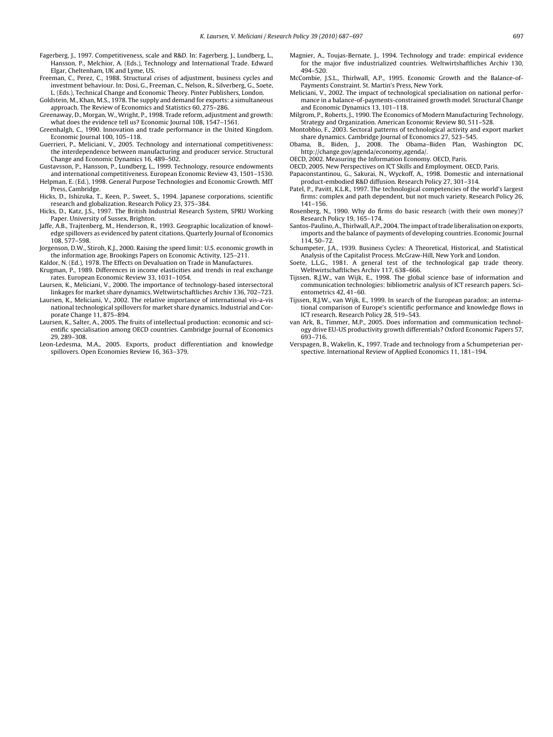Fagerberg, J., 1997. Competitiveness, scale and R&D. In: Fagerberg, J., Lundberg, L., Hansson, P., Melchior, A. (Eds.), Technology and International Trade. Edward Elgar, Cheltenham, UK and Lyme, US.

Freeman, C., Perez, C., 1988. Structural crises of adjustment, business cycles and investment behaviour. In: Dosi, G., Freeman, C., Nelson, R., Silverberg, G., Soete, L. (Eds.), Technical Change and Economic Theory. Pinter Publishers, London.

Goldstein, M., Khan, M.S., 1978. The supply and demand for exports: a simultaneous approach. The Review of Economics and Statistics 60, 275–286.

Greenaway, D., Morgan, W., Wright, P., 1998. Trade reform, adjustment and growth: what does the evidence tell us? Economic Journal 108, 1547–1561.

Greenhalgh, C., 1990. Innovation and trade performance in the United Kingdom. Economic Journal 100, 105–118.

Guerrieri, P., Meliciani, V., 2005. Technology and international competitiveness: the interdependence between manufacturing and producer service. Structural Change and Economic Dynamics 16, 489–502.

Gustavsson, P., Hansson, P., Lundberg, L., 1999. Technology, resource endowments and international competitiveness. European Economic Review 43, 1501–1530.

Helpman, E. (Ed.), 1998. General Purpose Technologies and Economic Growth. MIT Press, Cambridge.

Hicks, D., Ishizuka, T., Keen, P., Sweet, S., 1994. Japanese corporations, scientific research and globalization. Research Policy 23, 375–384.

Hicks, D., Katz, J.S., 1997. The British Industrial Research System, SPRU Working Paper. University of Sussex, Brighton.

Jaffe, A.B., Trajtenberg, M., Henderson, R., 1993. Geographic localization of knowledge spillovers as evidenced by patent citations. Quarterly Journal of Economics 108, 577–598.

Jorgenson, D.W., Stiroh, K.J., 2000. Raising the speed limit: U.S. economic growth in the information age. Brookings Papers on Economic Activity, 125–211.

Kaldor, N. (Ed.), 1978. The Effects on Devaluation on Trade in Manufactures.

Krugman, P., 1989. Differences in income elasticities and trends in real exchange rates. European Economic Review 33, 1031–1054.

Laursen, K., Meliciani, V., 2000. The importance of technology-based intersectoral linkages for market share dynamics. Weltwirtschaftliches Archiv 136, 702–723.

Laursen, K., Meliciani, V., 2002. The relative importance of international vis-a-vis national technological spillovers for market share dynamics. Industrial and Corporate Change 11, 875–894.

Laursen, K., Salter, A., 2005. The fruits of intellectual production: economic and scientific specialisation among OECD countries. Cambridge Journal of Economics 29, 289–308.

Leon-Ledesma, M.A., 2005. Exports, product differentiation and knowledge spillovers. Open Economies Review 16, 363–379.

Magnier, A., Toujas-Bernate, J., 1994. Technology and trade: empirical evidence for the major five industrialized countries. Weltwirtshaftliches Archiv 130, 494–520.

McCombie, J.S.L., Thirlwall, A.P., 1995. Economic Growth and the Balance-of-Payments Constraint. St. Martin's Press, New York.

Meliciani, V., 2002. The impact of technological specialisation on national performance in a balance-of-payments-constrained growth model. Structural Change and Economic Dynamics 13, 101–118.

Milgrom, P., Roberts, J., 1990. The Economics of Modern Manufacturing Technology, Strategy and Organization. American Economic Review 80, 511–528.

Montobbio, F., 2003. Sectoral patterns of technological activity and export market share dynamics. Cambridge Journal of Economics 27, 523–545.

Obama, B., Biden, J., 2008. The Obama–Biden Plan, Washington DC, http://change.gov/agenda/economy_agenda/.

OECD, 2002. Measuring the Information Economy. OECD, Paris.

OECD, 2005. New Perspectives on ICT Skills and Employment. OECD, Paris.

Papaconstantinou, G., Sakurai, N., Wyckoff, A., 1998. Domestic and international product-embodied R&D diffusion. Research Policy 27, 301–314.

Patel, P., Pavitt, K.L.R., 1997. The technological competencies of the world's largest firms: complex and path dependent, but not much variety. Research Policy 26, 141–156.

Rosenberg, N., 1990. Why do firms do basic research (with their own money)? Research Policy 19, 165–174.

Santos-Paulino, A., Thirlwall, A.P., 2004. The impact of trade liberalisation on exports, imports and the balance of payments of developing countries. Economic Journal 114, 50–72.

Schumpeter, J.A., 1939. Business Cycles: A Theoretical, Historical, and Statistical Analysis of the Capitalist Process. McGraw-Hill, New York and London.

Soete, L.L.G., 1981. A general test of the technological gap trade theory. Weltwirtschaftliches Archiv 117, 638–666.

Tijssen, R.J.W., van Wijk, E., 1998. The global science base of information and communication technologies: bibliometric analysis of ICT research papers. Scientometrics 42, 41–60.

Tijssen, R.J.W., van Wijk, E., 1999. In search of the European paradox: an international comparison of Europe's scientific performance and knowledge flows in ICT research. Research Policy 28, 519–543.

van Ark, B., Timmer, M.P., 2005. Does information and communication technology drive EU-US productivity growth differentials? Oxford Economic Papers 57, 693–716.

Verspagen, B., Wakelin, K., 1997. Trade and technology from a Schumpeterian perspective. International Review of Applied Economics 11, 181–194.